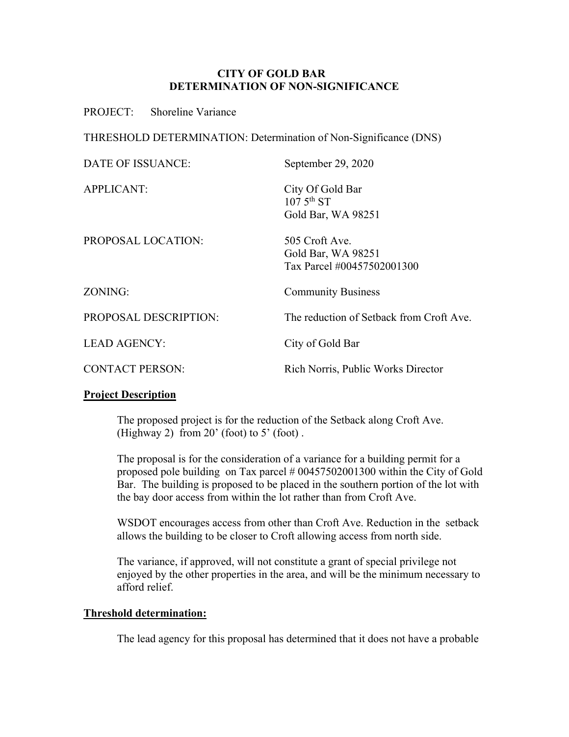# CITY OF GOLD BAR
## DETERMINATION OF NON-SIGNIFICANCE

PROJECT: Shoreline Variance

THRESHOLD DETERMINATION: Determination of Non-Significance (DNS)

| | |
|---|---|
| DATE OF ISSUANCE: | September 29, 2020 |
| APPLICANT: | City Of Gold Bar<br>107 5th ST<br>Gold Bar, WA 98251 |
| PROPOSAL LOCATION: | 505 Croft Ave.<br>Gold Bar, WA 98251<br>Tax Parcel #00457502001300 |
| ZONING: | Community Business |
| PROPOSAL DESCRIPTION: | The reduction of Setback from Croft Ave. |
| LEAD AGENCY: | City of Gold Bar |
| CONTACT PERSON: | Rich Norris, Public Works Director |

**Project Description**

The proposed project is for the reduction of the Setback along Croft Ave. (Highway 2) from 20' (foot) to 5' (foot) .

The proposal is for the consideration of a variance for a building permit for a proposed pole building on Tax parcel # 00457502001300 within the City of Gold Bar. The building is proposed to be placed in the southern portion of the lot with the bay door access from within the lot rather than from Croft Ave.

WSDOT encourages access from other than Croft Ave. Reduction in the setback allows the building to be closer to Croft allowing access from north side.

The variance, if approved, will not constitute a grant of special privilege not enjoyed by the other properties in the area, and will be the minimum necessary to afford relief.

**Threshold determination:**

The lead agency for this proposal has determined that it does not have a probable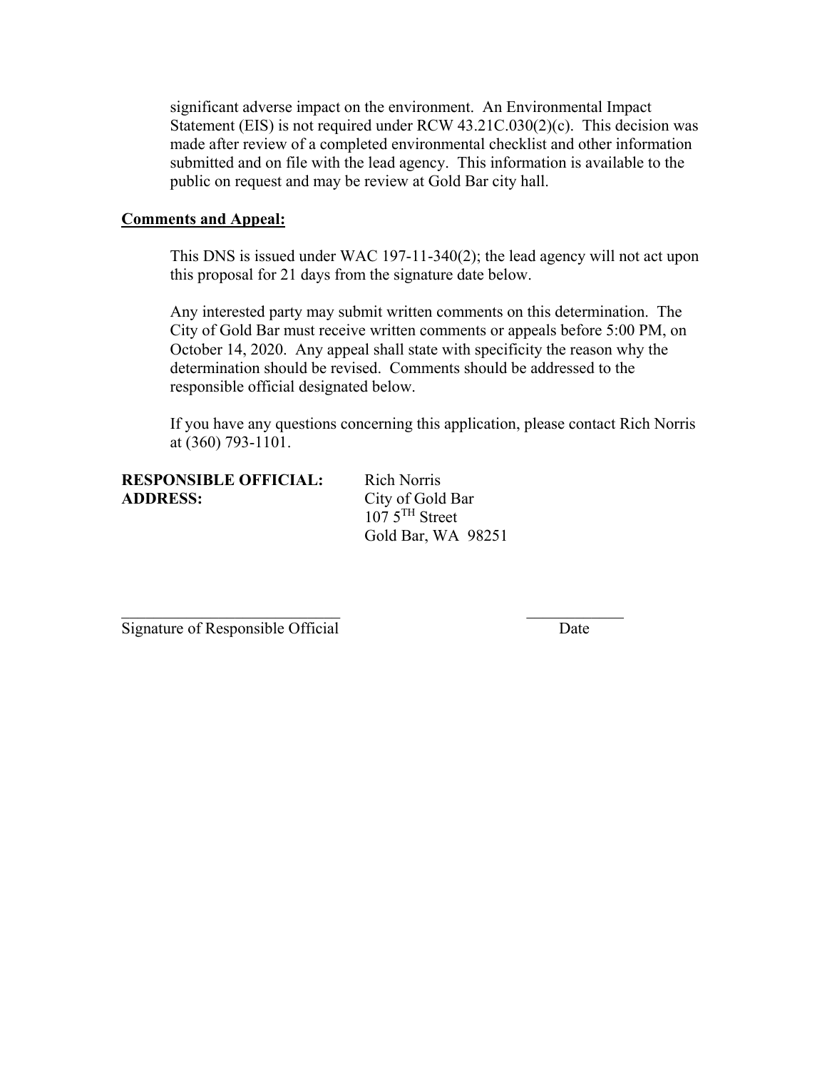significant adverse impact on the environment. An Environmental Impact Statement (EIS) is not required under RCW 43.21C.030(2)(c). This decision was made after review of a completed environmental checklist and other information submitted and on file with the lead agency. This information is available to the public on request and may be review at Gold Bar city hall.

**Comments and Appeal:**

This DNS is issued under WAC 197-11-340(2); the lead agency will not act upon this proposal for 21 days from the signature date below.

Any interested party may submit written comments on this determination. The City of Gold Bar must receive written comments or appeals before 5:00 PM, on October 14, 2020. Any appeal shall state with specificity the reason why the determination should be revised. Comments should be addressed to the responsible official designated below.

If you have any questions concerning this application, please contact Rich Norris at (360) 793-1101.

**RESPONSIBLE OFFICIAL:** Rich Norris
**ADDRESS:** City of Gold Bar
107 5TH Street
Gold Bar, WA 98251

\_\_\_\_\_\_\_\_\_\_\_\_\_\_\_\_\_\_\_\_\_\_\_\_\_\_\_\_ \_\_\_\_\_\_\_\_\_\_\_\_
Signature of Responsible Official Date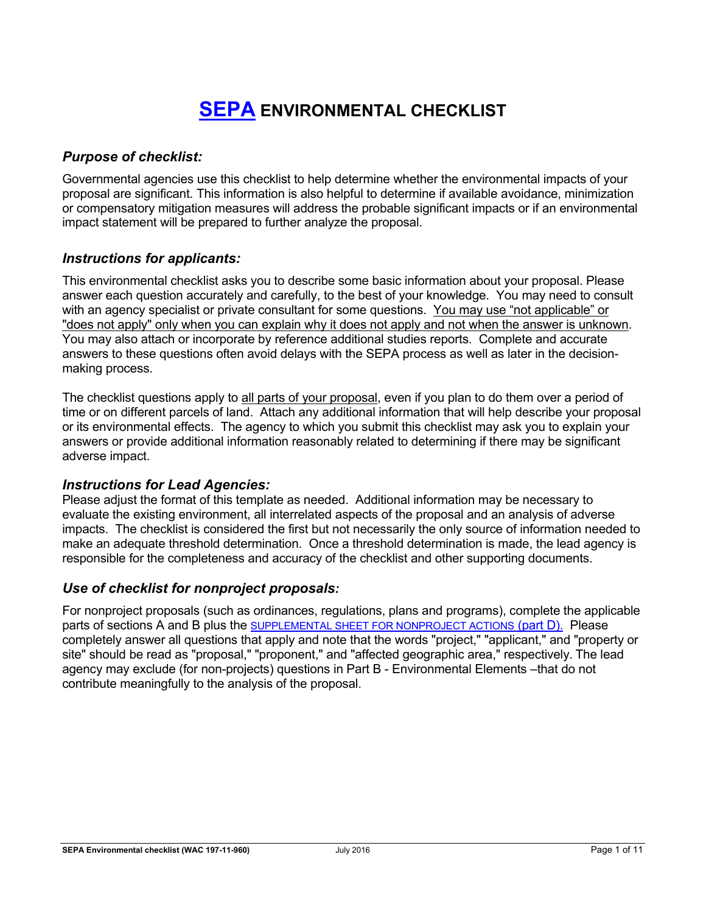# SEPA ENVIRONMENTAL CHECKLIST

## *Purpose of checklist:*

Governmental agencies use this checklist to help determine whether the environmental impacts of your proposal are significant. This information is also helpful to determine if available avoidance, minimization or compensatory mitigation measures will address the probable significant impacts or if an environmental impact statement will be prepared to further analyze the proposal.

## *Instructions for applicants:*

This environmental checklist asks you to describe some basic information about your proposal. Please answer each question accurately and carefully, to the best of your knowledge. You may need to consult with an agency specialist or private consultant for some questions. You may use "not applicable" or "does not apply" only when you can explain why it does not apply and not when the answer is unknown. You may also attach or incorporate by reference additional studies reports. Complete and accurate answers to these questions often avoid delays with the SEPA process as well as later in the decision-making process.

The checklist questions apply to all parts of your proposal, even if you plan to do them over a period of time or on different parcels of land. Attach any additional information that will help describe your proposal or its environmental effects. The agency to which you submit this checklist may ask you to explain your answers or provide additional information reasonably related to determining if there may be significant adverse impact.

## *Instructions for Lead Agencies:*

Please adjust the format of this template as needed. Additional information may be necessary to evaluate the existing environment, all interrelated aspects of the proposal and an analysis of adverse impacts. The checklist is considered the first but not necessarily the only source of information needed to make an adequate threshold determination. Once a threshold determination is made, the lead agency is responsible for the completeness and accuracy of the checklist and other supporting documents.

## *Use of checklist for nonproject proposals:*

For nonproject proposals (such as ordinances, regulations, plans and programs), complete the applicable parts of sections A and B plus the SUPPLEMENTAL SHEET FOR NONPROJECT ACTIONS (part D). Please completely answer all questions that apply and note that the words "project," "applicant," and "property or site" should be read as "proposal," "proponent," and "affected geographic area," respectively. The lead agency may exclude (for non-projects) questions in Part B - Environmental Elements –that do not contribute meaningfully to the analysis of the proposal.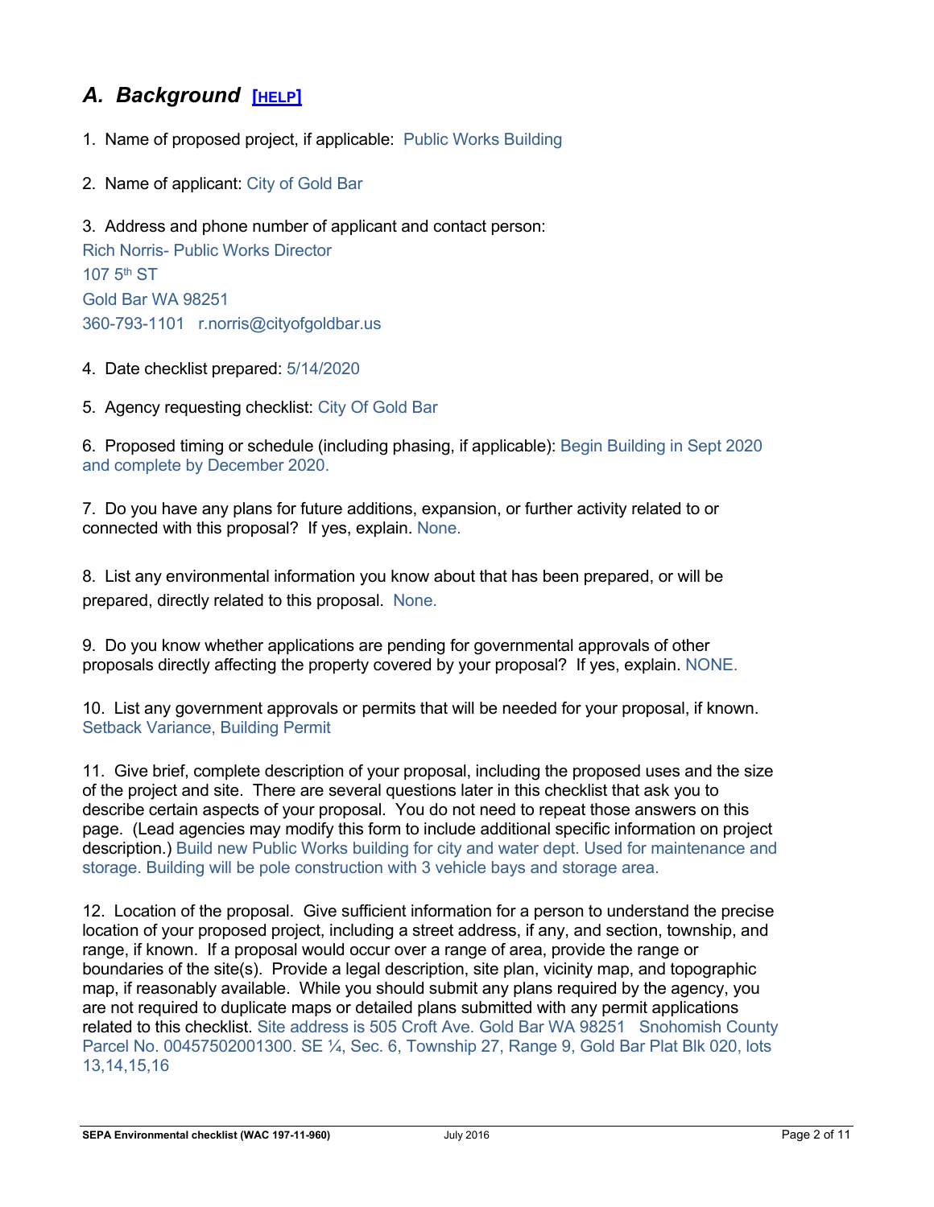## *A. Background* [HELP]

1. Name of proposed project, if applicable: Public Works Building

2. Name of applicant: City of Gold Bar

3. Address and phone number of applicant and contact person:
Rich Norris- Public Works Director
107 5th ST
Gold Bar WA 98251
360-793-1101 r.norris@cityofgoldbar.us

4. Date checklist prepared: 5/14/2020

5. Agency requesting checklist: City Of Gold Bar

6. Proposed timing or schedule (including phasing, if applicable): Begin Building in Sept 2020 and complete by December 2020.

7. Do you have any plans for future additions, expansion, or further activity related to or connected with this proposal? If yes, explain. None.

8. List any environmental information you know about that has been prepared, or will be prepared, directly related to this proposal. None.

9. Do you know whether applications are pending for governmental approvals of other proposals directly affecting the property covered by your proposal? If yes, explain. NONE.

10. List any government approvals or permits that will be needed for your proposal, if known. Setback Variance, Building Permit

11. Give brief, complete description of your proposal, including the proposed uses and the size of the project and site. There are several questions later in this checklist that ask you to describe certain aspects of your proposal. You do not need to repeat those answers on this page. (Lead agencies may modify this form to include additional specific information on project description.) Build new Public Works building for city and water dept. Used for maintenance and storage. Building will be pole construction with 3 vehicle bays and storage area.

12. Location of the proposal. Give sufficient information for a person to understand the precise location of your proposed project, including a street address, if any, and section, township, and range, if known. If a proposal would occur over a range of area, provide the range or boundaries of the site(s). Provide a legal description, site plan, vicinity map, and topographic map, if reasonably available. While you should submit any plans required by the agency, you are not required to duplicate maps or detailed plans submitted with any permit applications related to this checklist. Site address is 505 Croft Ave. Gold Bar WA 98251 Snohomish County Parcel No. 00457502001300. SE ¼, Sec. 6, Township 27, Range 9, Gold Bar Plat Blk 020, lots 13,14,15,16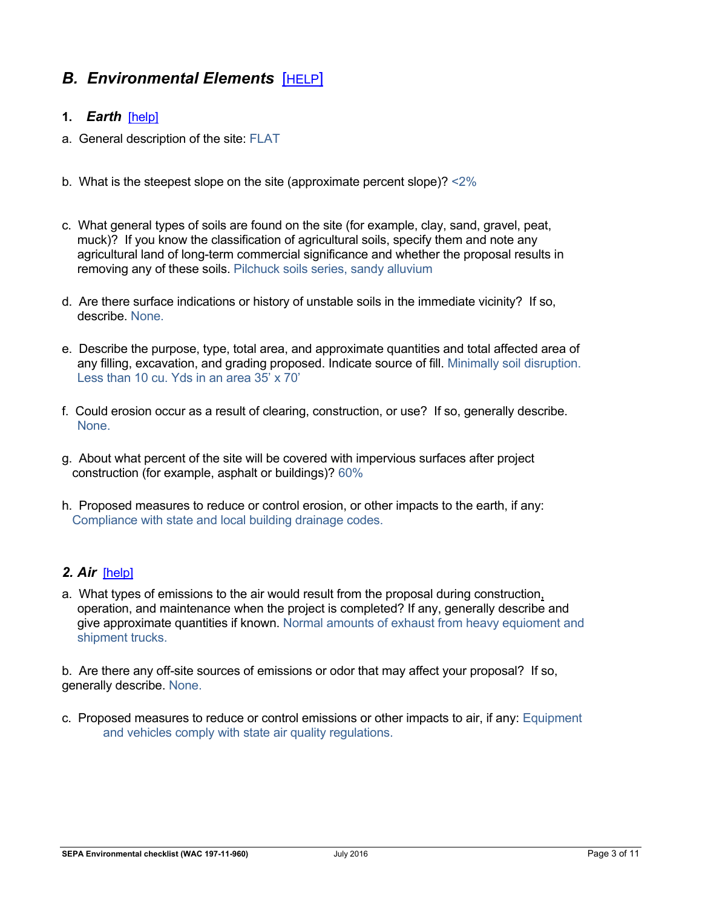## B. Environmental Elements [HELP]

### 1. *Earth* [help]

a. General description of the site: FLAT

b. What is the steepest slope on the site (approximate percent slope)? <2%

c. What general types of soils are found on the site (for example, clay, sand, gravel, peat, muck)? If you know the classification of agricultural soils, specify them and note any agricultural land of long-term commercial significance and whether the proposal results in removing any of these soils. Pilchuck soils series, sandy alluvium

d. Are there surface indications or history of unstable soils in the immediate vicinity? If so, describe. None.

e. Describe the purpose, type, total area, and approximate quantities and total affected area of any filling, excavation, and grading proposed. Indicate source of fill. Minimally soil disruption. Less than 10 cu. Yds in an area 35' x 70'

f. Could erosion occur as a result of clearing, construction, or use? If so, generally describe. None.

g. About what percent of the site will be covered with impervious surfaces after project construction (for example, asphalt or buildings)? 60%

h. Proposed measures to reduce or control erosion, or other impacts to the earth, if any: Compliance with state and local building drainage codes.

### 2. *Air* [help]

a. What types of emissions to the air would result from the proposal during construction, operation, and maintenance when the project is completed? If any, generally describe and give approximate quantities if known. Normal amounts of exhaust from heavy equioment and shipment trucks.

b. Are there any off-site sources of emissions or odor that may affect your proposal? If so, generally describe. None.

c. Proposed measures to reduce or control emissions or other impacts to air, if any: Equipment and vehicles comply with state air quality regulations.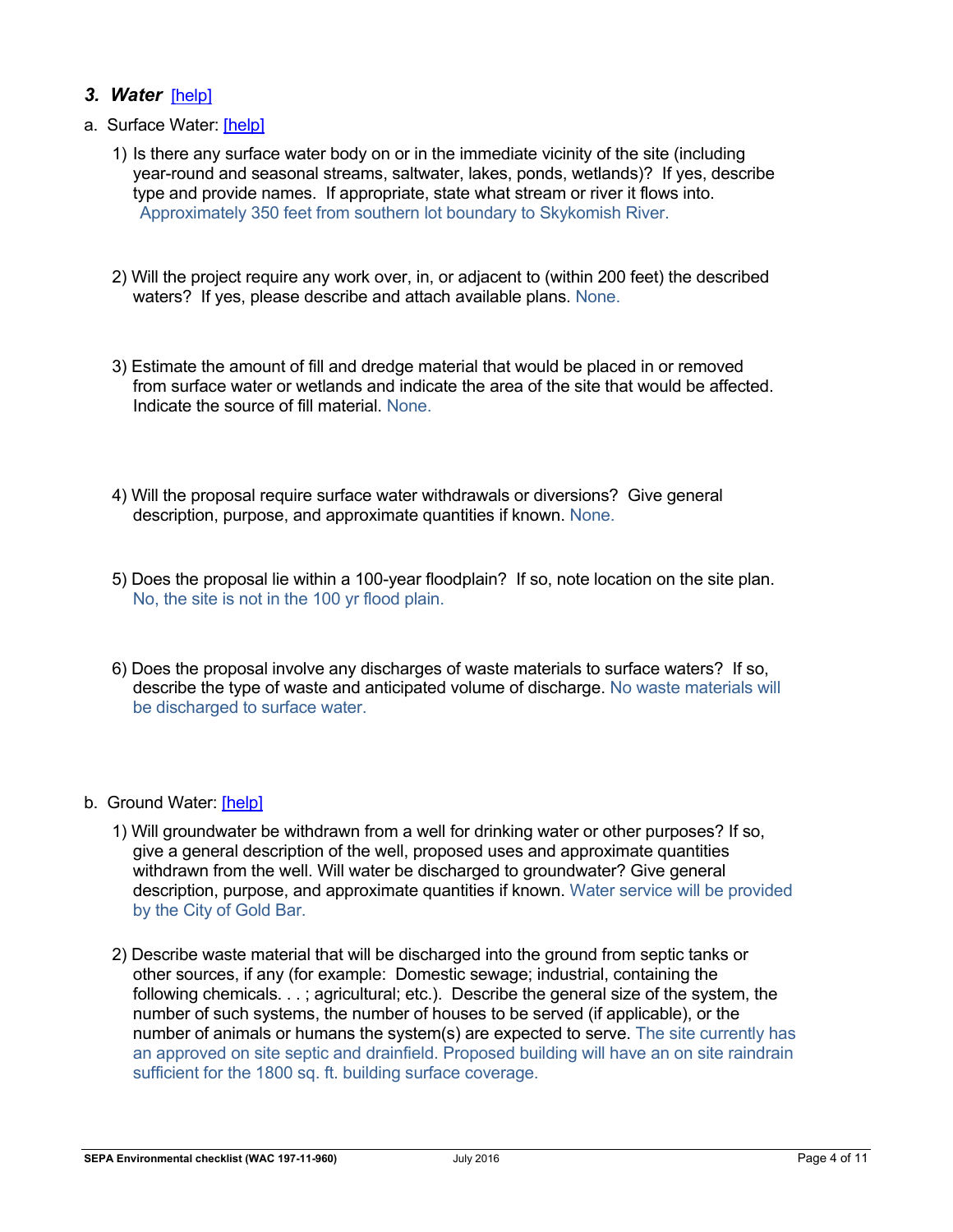### *3. Water* [help]

a. Surface Water: [help]

1) Is there any surface water body on or in the immediate vicinity of the site (including year-round and seasonal streams, saltwater, lakes, ponds, wetlands)? If yes, describe type and provide names. If appropriate, state what stream or river it flows into. Approximately 350 feet from southern lot boundary to Skykomish River.

2) Will the project require any work over, in, or adjacent to (within 200 feet) the described waters? If yes, please describe and attach available plans. None.

3) Estimate the amount of fill and dredge material that would be placed in or removed from surface water or wetlands and indicate the area of the site that would be affected. Indicate the source of fill material. None.

4) Will the proposal require surface water withdrawals or diversions? Give general description, purpose, and approximate quantities if known. None.

5) Does the proposal lie within a 100-year floodplain? If so, note location on the site plan. No, the site is not in the 100 yr flood plain.

6) Does the proposal involve any discharges of waste materials to surface waters? If so, describe the type of waste and anticipated volume of discharge. No waste materials will be discharged to surface water.

b. Ground Water: [help]

1) Will groundwater be withdrawn from a well for drinking water or other purposes? If so, give a general description of the well, proposed uses and approximate quantities withdrawn from the well. Will water be discharged to groundwater? Give general description, purpose, and approximate quantities if known. Water service will be provided by the City of Gold Bar.

2) Describe waste material that will be discharged into the ground from septic tanks or other sources, if any (for example: Domestic sewage; industrial, containing the following chemicals. . . ; agricultural; etc.). Describe the general size of the system, the number of such systems, the number of houses to be served (if applicable), or the number of animals or humans the system(s) are expected to serve. The site currently has an approved on site septic and drainfield. Proposed building will have an on site raindrain sufficient for the 1800 sq. ft. building surface coverage.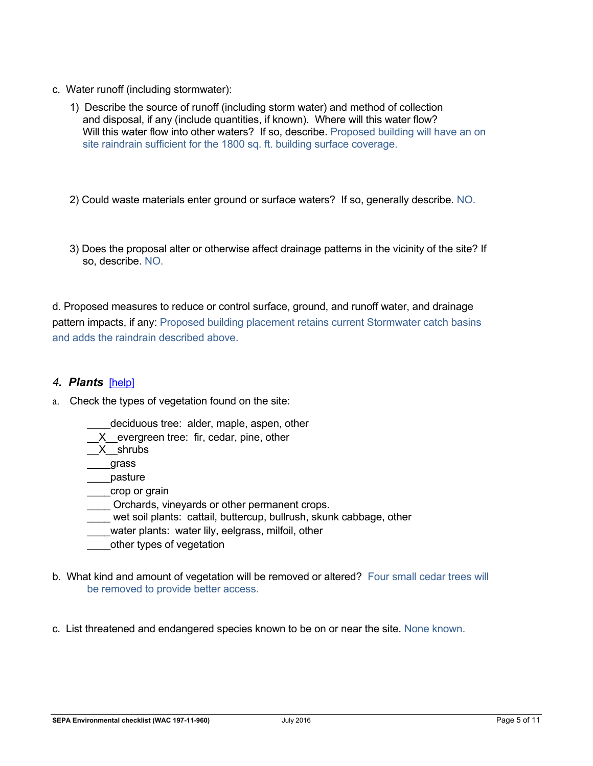c. Water runoff (including stormwater):

1) Describe the source of runoff (including storm water) and method of collection and disposal, if any (include quantities, if known). Where will this water flow? Will this water flow into other waters? If so, describe. Proposed building will have an on site raindrain sufficient for the 1800 sq. ft. building surface coverage.

2) Could waste materials enter ground or surface waters? If so, generally describe. NO.

3) Does the proposal alter or otherwise affect drainage patterns in the vicinity of the site? If so, describe. NO.

d. Proposed measures to reduce or control surface, ground, and runoff water, and drainage pattern impacts, if any: Proposed building placement retains current Stormwater catch basins and adds the raindrain described above.

### *4. Plants* [help]

a. Check the types of vegetation found on the site:

____deciduous tree: alder, maple, aspen, other
__X__evergreen tree: fir, cedar, pine, other
__X__shrubs
____grass
____pasture
____crop or grain
____ Orchards, vineyards or other permanent crops.
____ wet soil plants: cattail, buttercup, bullrush, skunk cabbage, other
____water plants: water lily, eelgrass, milfoil, other
____other types of vegetation

b. What kind and amount of vegetation will be removed or altered? Four small cedar trees will be removed to provide better access.

c. List threatened and endangered species known to be on or near the site. None known.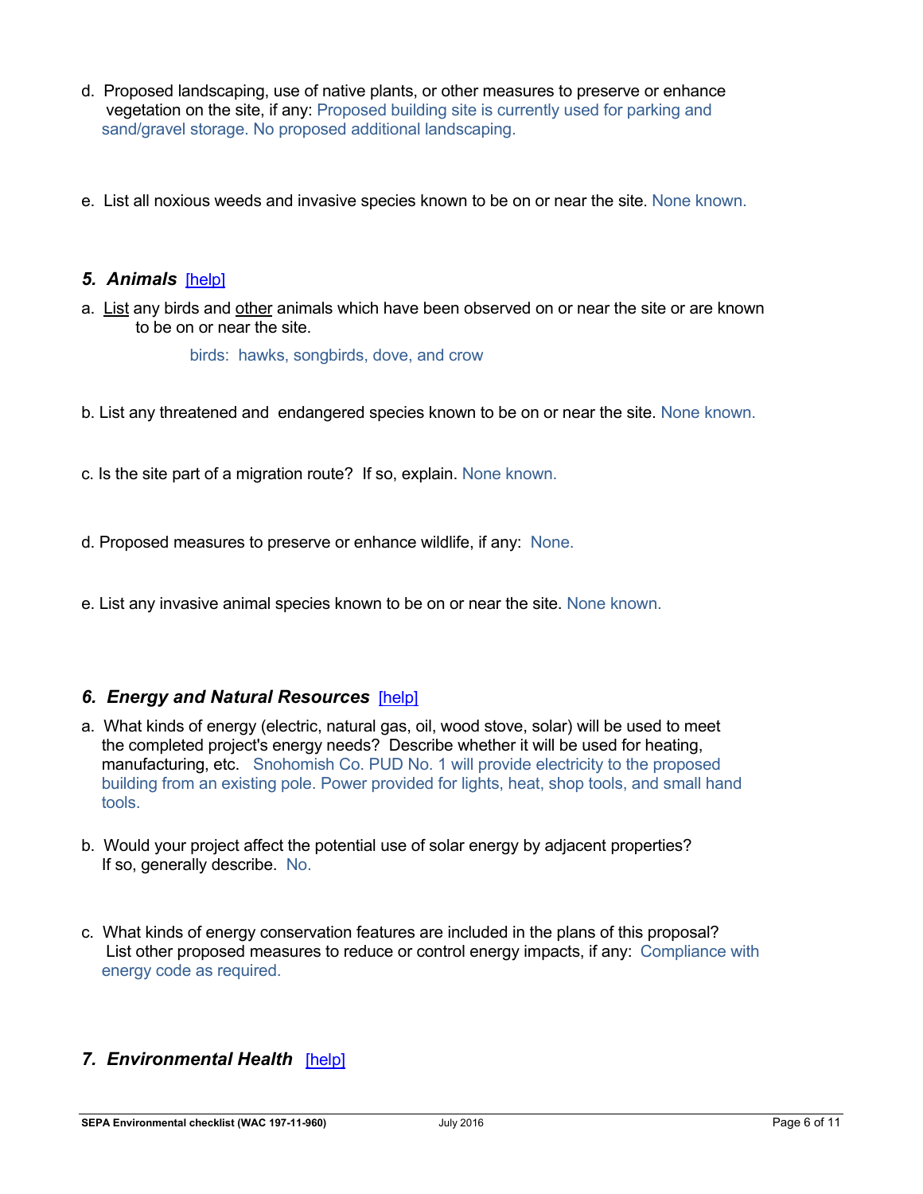d. Proposed landscaping, use of native plants, or other measures to preserve or enhance vegetation on the site, if any: Proposed building site is currently used for parking and sand/gravel storage. No proposed additional landscaping.

e. List all noxious weeds and invasive species known to be on or near the site. None known.

### *5. Animals* [help]

a. List any birds and other animals which have been observed on or near the site or are known to be on or near the site.

birds: hawks, songbirds, dove, and crow

b. List any threatened and endangered species known to be on or near the site. None known.

c. Is the site part of a migration route? If so, explain. None known.

d. Proposed measures to preserve or enhance wildlife, if any: None.

e. List any invasive animal species known to be on or near the site. None known.

### *6. Energy and Natural Resources* [help]

a. What kinds of energy (electric, natural gas, oil, wood stove, solar) will be used to meet the completed project's energy needs? Describe whether it will be used for heating, manufacturing, etc. Snohomish Co. PUD No. 1 will provide electricity to the proposed building from an existing pole. Power provided for lights, heat, shop tools, and small hand tools.

b. Would your project affect the potential use of solar energy by adjacent properties? If so, generally describe. No.

c. What kinds of energy conservation features are included in the plans of this proposal? List other proposed measures to reduce or control energy impacts, if any: Compliance with energy code as required.

### *7. Environmental Health* [help]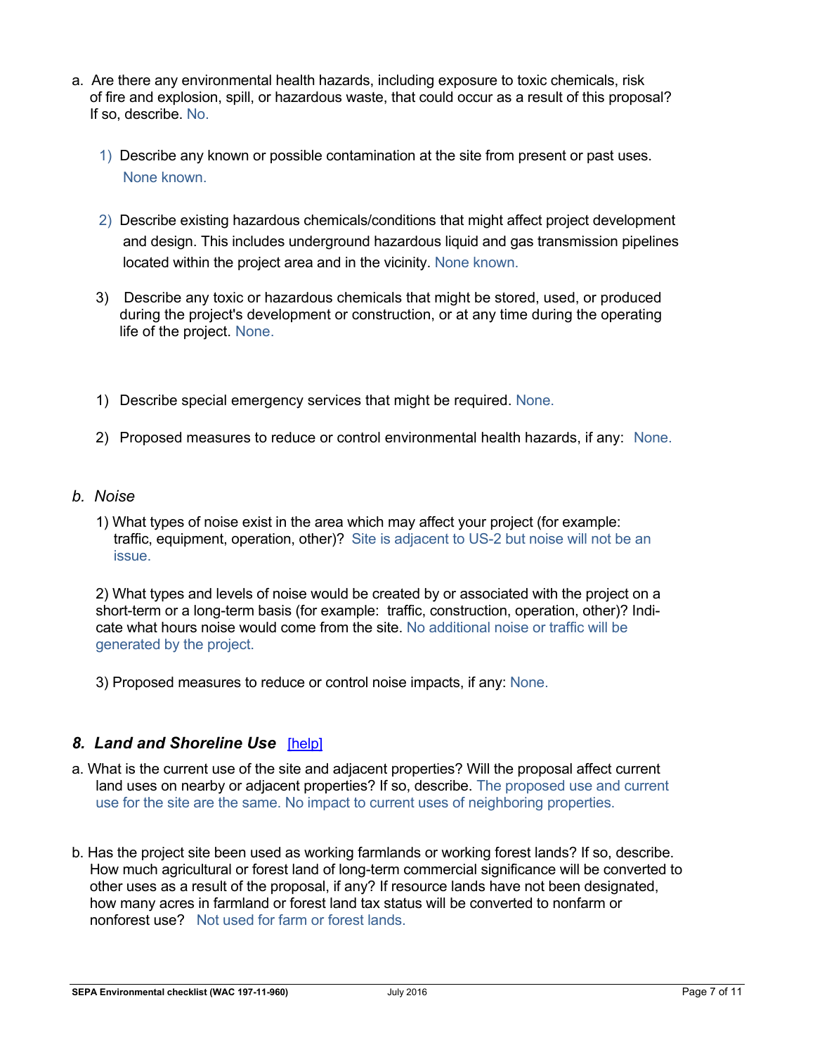a. Are there any environmental health hazards, including exposure to toxic chemicals, risk of fire and explosion, spill, or hazardous waste, that could occur as a result of this proposal? If so, describe. No.

1) Describe any known or possible contamination at the site from present or past uses. None known.

2) Describe existing hazardous chemicals/conditions that might affect project development and design. This includes underground hazardous liquid and gas transmission pipelines located within the project area and in the vicinity. None known.

3) Describe any toxic or hazardous chemicals that might be stored, used, or produced during the project's development or construction, or at any time during the operating life of the project. None.

1) Describe special emergency services that might be required. None.

2) Proposed measures to reduce or control environmental health hazards, if any: None.

*b. Noise*

1) What types of noise exist in the area which may affect your project (for example: traffic, equipment, operation, other)? Site is adjacent to US-2 but noise will not be an issue.

2) What types and levels of noise would be created by or associated with the project on a short-term or a long-term basis (for example: traffic, construction, operation, other)? Indicate what hours noise would come from the site. No additional noise or traffic will be generated by the project.

3) Proposed measures to reduce or control noise impacts, if any: None.

## *8. Land and Shoreline Use* [help]

a. What is the current use of the site and adjacent properties? Will the proposal affect current land uses on nearby or adjacent properties? If so, describe. The proposed use and current use for the site are the same. No impact to current uses of neighboring properties.

b. Has the project site been used as working farmlands or working forest lands? If so, describe. How much agricultural or forest land of long-term commercial significance will be converted to other uses as a result of the proposal, if any? If resource lands have not been designated, how many acres in farmland or forest land tax status will be converted to nonfarm or nonforest use? Not used for farm or forest lands.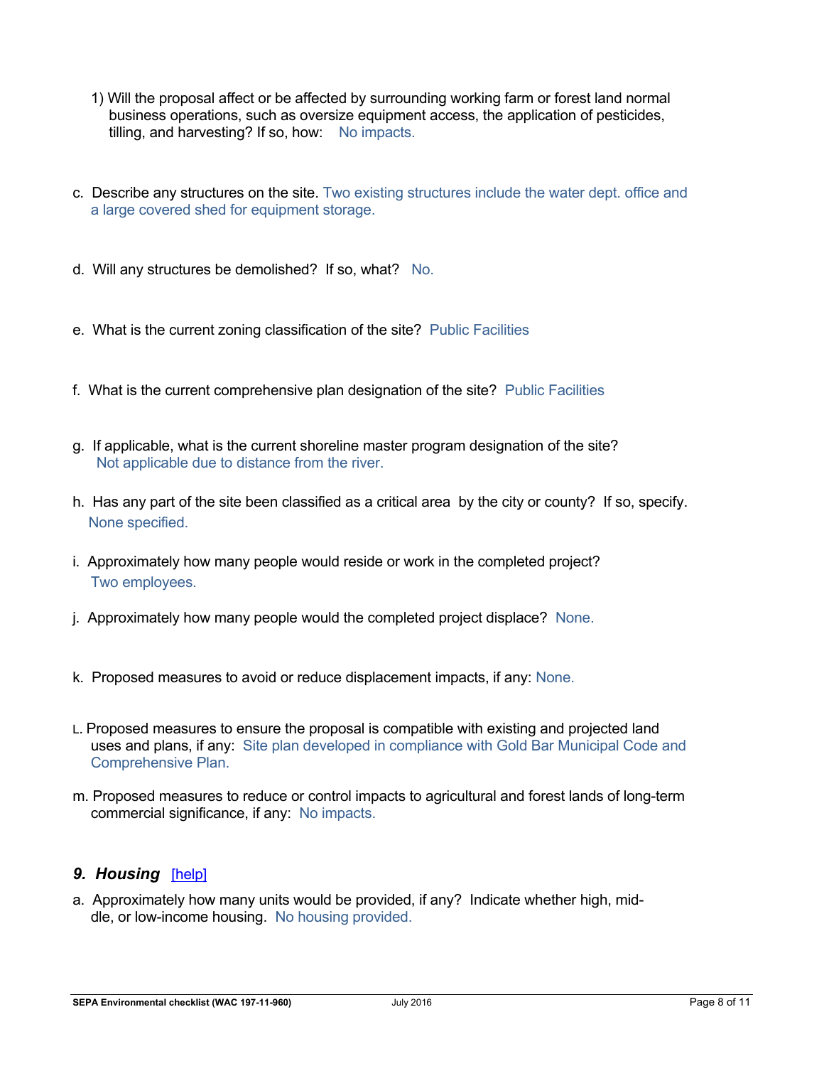1) Will the proposal affect or be affected by surrounding working farm or forest land normal business operations, such as oversize equipment access, the application of pesticides, tilling, and harvesting? If so, how: No impacts.

c. Describe any structures on the site. Two existing structures include the water dept. office and a large covered shed for equipment storage.

d. Will any structures be demolished? If so, what? No.

e. What is the current zoning classification of the site? Public Facilities

f. What is the current comprehensive plan designation of the site? Public Facilities

g. If applicable, what is the current shoreline master program designation of the site? Not applicable due to distance from the river.

h. Has any part of the site been classified as a critical area by the city or county? If so, specify. None specified.

i. Approximately how many people would reside or work in the completed project? Two employees.

j. Approximately how many people would the completed project displace? None.

k. Proposed measures to avoid or reduce displacement impacts, if any: None.

L. Proposed measures to ensure the proposal is compatible with existing and projected land uses and plans, if any: Site plan developed in compliance with Gold Bar Municipal Code and Comprehensive Plan.

m. Proposed measures to reduce or control impacts to agricultural and forest lands of long-term commercial significance, if any: No impacts.

## *9. Housing* [help]

a. Approximately how many units would be provided, if any? Indicate whether high, middle, or low-income housing. No housing provided.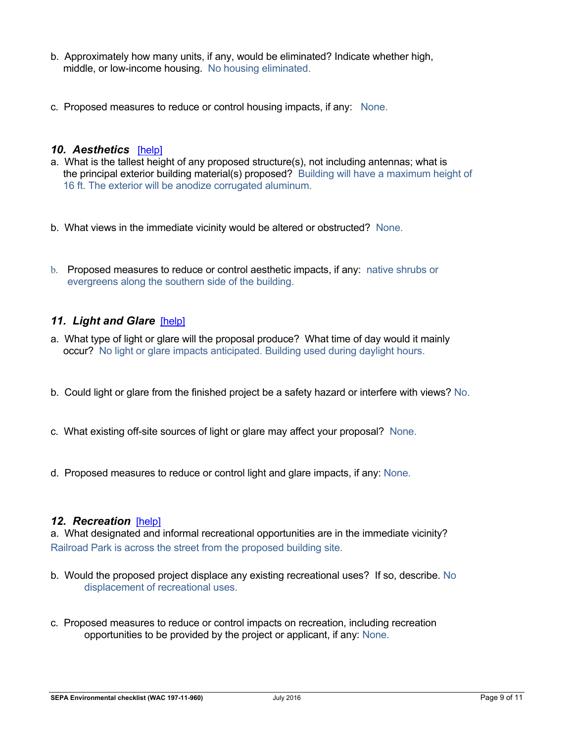b. Approximately how many units, if any, would be eliminated? Indicate whether high, middle, or low-income housing. No housing eliminated.

c. Proposed measures to reduce or control housing impacts, if any: None.

### *10. Aesthetics* [help]

a. What is the tallest height of any proposed structure(s), not including antennas; what is the principal exterior building material(s) proposed? Building will have a maximum height of 16 ft. The exterior will be anodize corrugated aluminum.

b. What views in the immediate vicinity would be altered or obstructed? None.

b. Proposed measures to reduce or control aesthetic impacts, if any: native shrubs or evergreens along the southern side of the building.

### *11. Light and Glare* [help]

a. What type of light or glare will the proposal produce? What time of day would it mainly occur? No light or glare impacts anticipated. Building used during daylight hours.

b. Could light or glare from the finished project be a safety hazard or interfere with views? No.

c. What existing off-site sources of light or glare may affect your proposal? None.

d. Proposed measures to reduce or control light and glare impacts, if any: None.

### *12. Recreation* [help]

a. What designated and informal recreational opportunities are in the immediate vicinity?
Railroad Park is across the street from the proposed building site.

b. Would the proposed project displace any existing recreational uses? If so, describe. No displacement of recreational uses.

c. Proposed measures to reduce or control impacts on recreation, including recreation opportunities to be provided by the project or applicant, if any: None.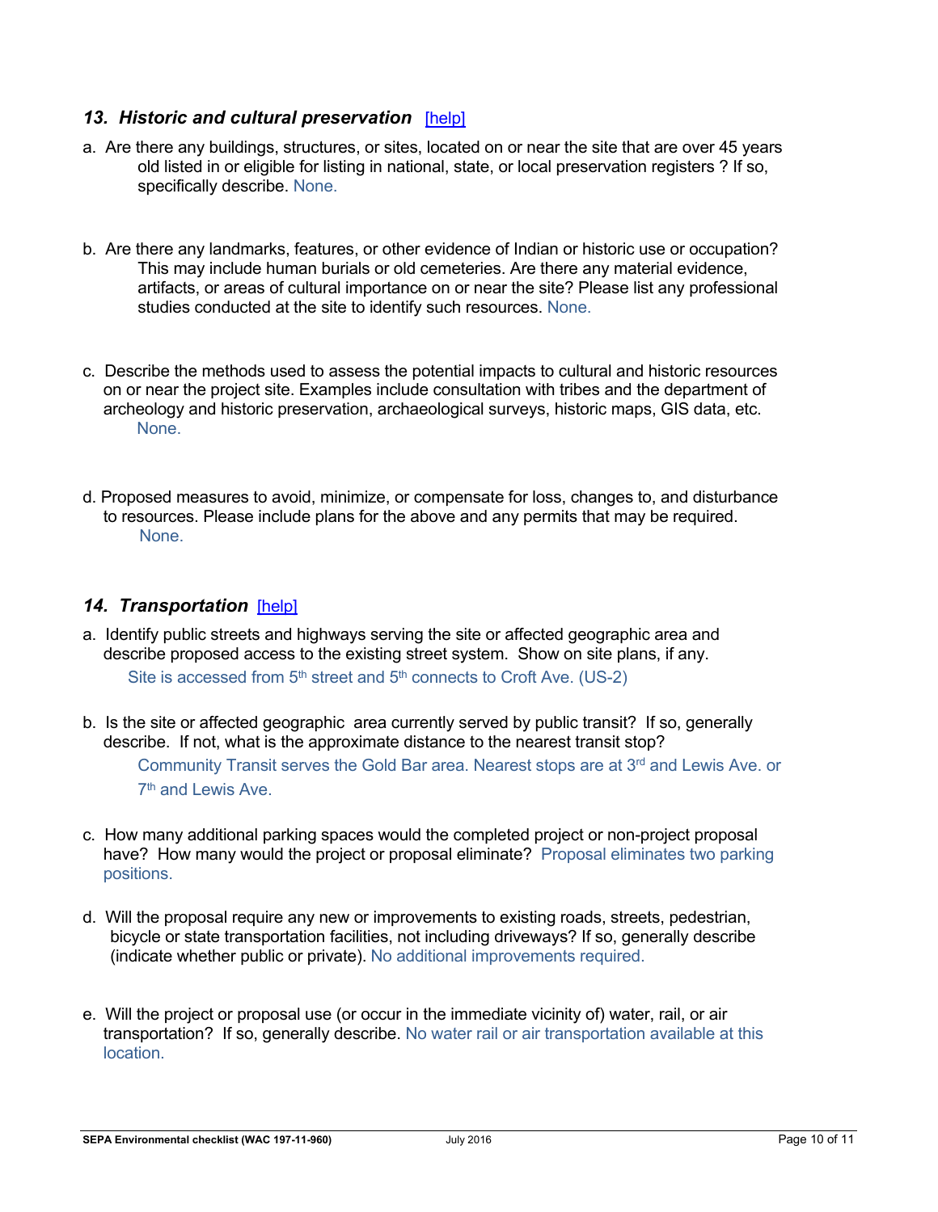### *13. Historic and cultural preservation* [help]

a. Are there any buildings, structures, or sites, located on or near the site that are over 45 years old listed in or eligible for listing in national, state, or local preservation registers ? If so, specifically describe. None.

b. Are there any landmarks, features, or other evidence of Indian or historic use or occupation? This may include human burials or old cemeteries. Are there any material evidence, artifacts, or areas of cultural importance on or near the site? Please list any professional studies conducted at the site to identify such resources. None.

c. Describe the methods used to assess the potential impacts to cultural and historic resources on or near the project site. Examples include consultation with tribes and the department of archeology and historic preservation, archaeological surveys, historic maps, GIS data, etc. None.

d. Proposed measures to avoid, minimize, or compensate for loss, changes to, and disturbance to resources. Please include plans for the above and any permits that may be required. None.

### *14. Transportation* [help]

a. Identify public streets and highways serving the site or affected geographic area and describe proposed access to the existing street system. Show on site plans, if any. Site is accessed from 5th street and 5th connects to Croft Ave. (US-2)

b. Is the site or affected geographic area currently served by public transit? If so, generally describe. If not, what is the approximate distance to the nearest transit stop? Community Transit serves the Gold Bar area. Nearest stops are at 3rd and Lewis Ave. or 7th and Lewis Ave.

c. How many additional parking spaces would the completed project or non-project proposal have? How many would the project or proposal eliminate? Proposal eliminates two parking positions.

d. Will the proposal require any new or improvements to existing roads, streets, pedestrian, bicycle or state transportation facilities, not including driveways? If so, generally describe (indicate whether public or private). No additional improvements required.

e. Will the project or proposal use (or occur in the immediate vicinity of) water, rail, or air transportation? If so, generally describe. No water rail or air transportation available at this location.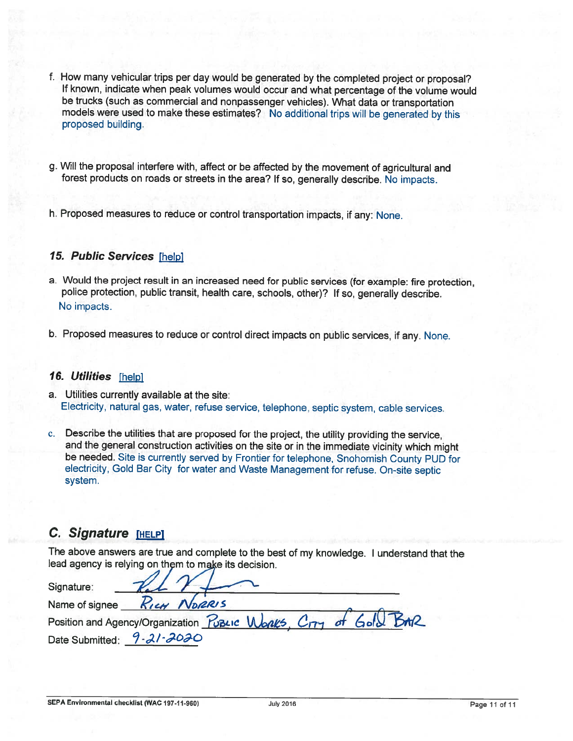f. How many vehicular trips per day would be generated by the completed project or proposal? If known, indicate when peak volumes would occur and what percentage of the volume would be trucks (such as commercial and nonpassenger vehicles). What data or transportation models were used to make these estimates? No additional trips will be generated by this proposed building.

g. Will the proposal interfere with, affect or be affected by the movement of agricultural and forest products on roads or streets in the area? If so, generally describe. No impacts.

h. Proposed measures to reduce or control transportation impacts, if any: None.

### *15. Public Services* [help]

a. Would the project result in an increased need for public services (for example: fire protection, police protection, public transit, health care, schools, other)? If so, generally describe. No impacts.

b. Proposed measures to reduce or control direct impacts on public services, if any. None.

### *16. Utilities* [help]

a. Utilities currently available at the site: Electricity, natural gas, water, refuse service, telephone, septic system, cable services.

c. Describe the utilities that are proposed for the project, the utility providing the service, and the general construction activities on the site or in the immediate vicinity which might be needed. Site is currently served by Frontier for telephone, Snohomish County PUD for electricity, Gold Bar City for water and Waste Management for refuse. On-site septic system.

## *C. Signature* [HELP]

The above answers are true and complete to the best of my knowledge. I understand that the lead agency is relying on them to make its decision.

Signature: [signature]

Name of signee: Rich Norris

Position and Agency/Organization: Public Works, City of Gold Bar

Date Submitted: 9-21-2020

SEPA Environmental checklist (WAC 197-11-960) July 2016